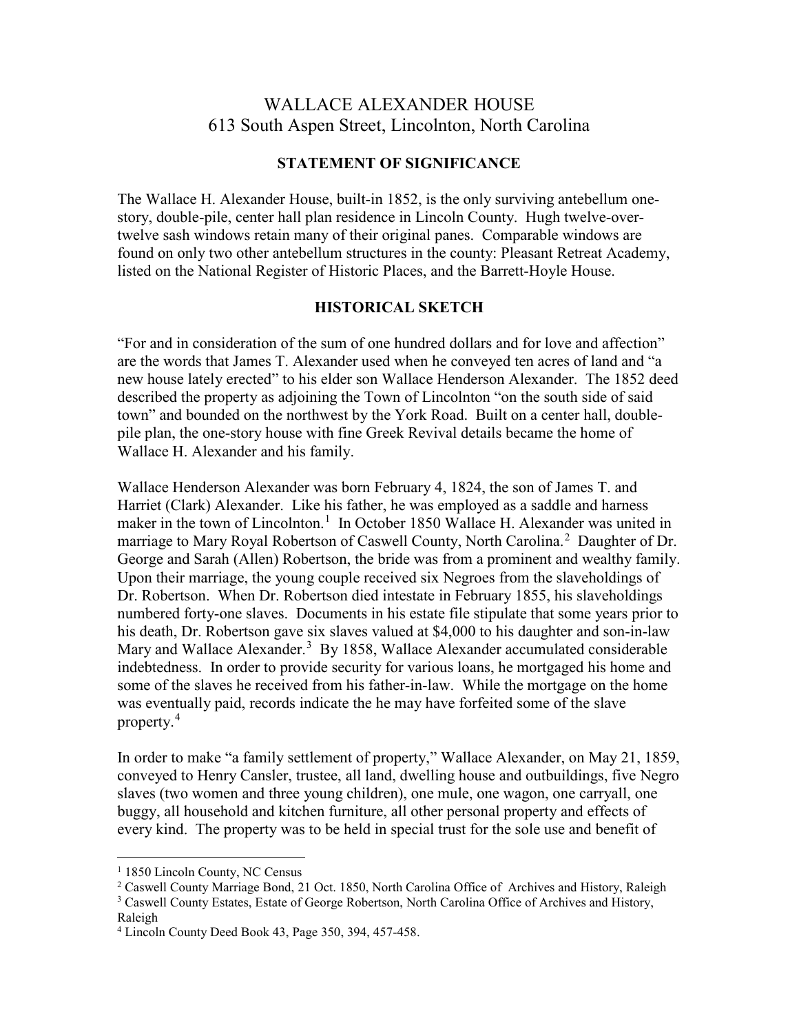# WALLACE ALEXANDER HOUSE
613 South Aspen Street, Lincolnton, North Carolina

## STATEMENT OF SIGNIFICANCE

The Wallace H. Alexander House, built-in 1852, is the only surviving antebellum one-story, double-pile, center hall plan residence in Lincoln County. Hugh twelve-over-twelve sash windows retain many of their original panes. Comparable windows are found on only two other antebellum structures in the county: Pleasant Retreat Academy, listed on the National Register of Historic Places, and the Barrett-Hoyle House.

## HISTORICAL SKETCH

"For and in consideration of the sum of one hundred dollars and for love and affection" are the words that James T. Alexander used when he conveyed ten acres of land and "a new house lately erected" to his elder son Wallace Henderson Alexander. The 1852 deed described the property as adjoining the Town of Lincolnton "on the south side of said town" and bounded on the northwest by the York Road. Built on a center hall, double-pile plan, the one-story house with fine Greek Revival details became the home of Wallace H. Alexander and his family.

Wallace Henderson Alexander was born February 4, 1824, the son of James T. and Harriet (Clark) Alexander. Like his father, he was employed as a saddle and harness maker in the town of Lincolnton.[1] In October 1850 Wallace H. Alexander was united in marriage to Mary Royal Robertson of Caswell County, North Carolina.[2] Daughter of Dr. George and Sarah (Allen) Robertson, the bride was from a prominent and wealthy family. Upon their marriage, the young couple received six Negroes from the slaveholdings of Dr. Robertson. When Dr. Robertson died intestate in February 1855, his slaveholdings numbered forty-one slaves. Documents in his estate file stipulate that some years prior to his death, Dr. Robertson gave six slaves valued at $4,000 to his daughter and son-in-law Mary and Wallace Alexander.[3] By 1858, Wallace Alexander accumulated considerable indebtedness. In order to provide security for various loans, he mortgaged his home and some of the slaves he received from his father-in-law. While the mortgage on the home was eventually paid, records indicate the he may have forfeited some of the slave property.[4]

In order to make "a family settlement of property," Wallace Alexander, on May 21, 1859, conveyed to Henry Cansler, trustee, all land, dwelling house and outbuildings, five Negro slaves (two women and three young children), one mule, one wagon, one carryall, one buggy, all household and kitchen furniture, all other personal property and effects of every kind. The property was to be held in special trust for the sole use and benefit of

---

[1] 1850 Lincoln County, NC Census

[2] Caswell County Marriage Bond, 21 Oct. 1850, North Carolina Office of Archives and History, Raleigh

[3] Caswell County Estates, Estate of George Robertson, North Carolina Office of Archives and History, Raleigh

[4] Lincoln County Deed Book 43, Page 350, 394, 457-458.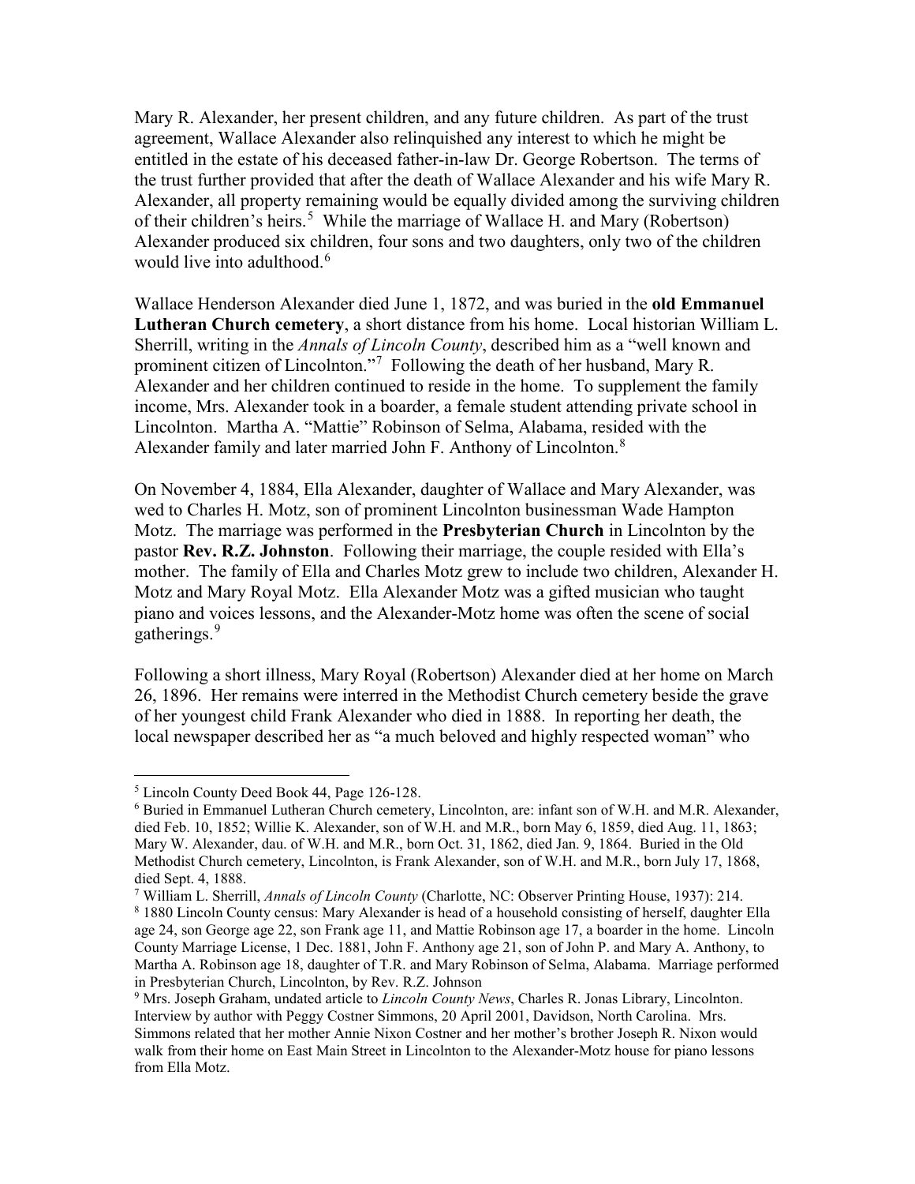Mary R. Alexander, her present children, and any future children. As part of the trust agreement, Wallace Alexander also relinquished any interest to which he might be entitled in the estate of his deceased father-in-law Dr. George Robertson. The terms of the trust further provided that after the death of Wallace Alexander and his wife Mary R. Alexander, all property remaining would be equally divided among the surviving children of their children's heirs.[5] While the marriage of Wallace H. and Mary (Robertson) Alexander produced six children, four sons and two daughters, only two of the children would live into adulthood.[6]

Wallace Henderson Alexander died June 1, 1872, and was buried in the **old Emmanuel Lutheran Church cemetery**, a short distance from his home. Local historian William L. Sherrill, writing in the *Annals of Lincoln County*, described him as a "well known and prominent citizen of Lincolnton."[7] Following the death of her husband, Mary R. Alexander and her children continued to reside in the home. To supplement the family income, Mrs. Alexander took in a boarder, a female student attending private school in Lincolnton. Martha A. "Mattie" Robinson of Selma, Alabama, resided with the Alexander family and later married John F. Anthony of Lincolnton.[8]

On November 4, 1884, Ella Alexander, daughter of Wallace and Mary Alexander, was wed to Charles H. Motz, son of prominent Lincolnton businessman Wade Hampton Motz. The marriage was performed in the **Presbyterian Church** in Lincolnton by the pastor **Rev. R.Z. Johnston**. Following their marriage, the couple resided with Ella's mother. The family of Ella and Charles Motz grew to include two children, Alexander H. Motz and Mary Royal Motz. Ella Alexander Motz was a gifted musician who taught piano and voices lessons, and the Alexander-Motz home was often the scene of social gatherings.[9]

Following a short illness, Mary Royal (Robertson) Alexander died at her home on March 26, 1896. Her remains were interred in the Methodist Church cemetery beside the grave of her youngest child Frank Alexander who died in 1888. In reporting her death, the local newspaper described her as "a much beloved and highly respected woman" who

---

[5] Lincoln County Deed Book 44, Page 126-128.

[6] Buried in Emmanuel Lutheran Church cemetery, Lincolnton, are: infant son of W.H. and M.R. Alexander, died Feb. 10, 1852; Willie K. Alexander, son of W.H. and M.R., born May 6, 1859, died Aug. 11, 1863; Mary W. Alexander, dau. of W.H. and M.R., born Oct. 31, 1862, died Jan. 9, 1864. Buried in the Old Methodist Church cemetery, Lincolnton, is Frank Alexander, son of W.H. and M.R., born July 17, 1868, died Sept. 4, 1888.

[7] William L. Sherrill, *Annals of Lincoln County* (Charlotte, NC: Observer Printing House, 1937): 214.

[8] 1880 Lincoln County census: Mary Alexander is head of a household consisting of herself, daughter Ella age 24, son George age 22, son Frank age 11, and Mattie Robinson age 17, a boarder in the home. Lincoln County Marriage License, 1 Dec. 1881, John F. Anthony age 21, son of John P. and Mary A. Anthony, to Martha A. Robinson age 18, daughter of T.R. and Mary Robinson of Selma, Alabama. Marriage performed in Presbyterian Church, Lincolnton, by Rev. R.Z. Johnson

[9] Mrs. Joseph Graham, undated article to *Lincoln County News*, Charles R. Jonas Library, Lincolnton. Interview by author with Peggy Costner Simmons, 20 April 2001, Davidson, North Carolina. Mrs. Simmons related that her mother Annie Nixon Costner and her mother's brother Joseph R. Nixon would walk from their home on East Main Street in Lincolnton to the Alexander-Motz house for piano lessons from Ella Motz.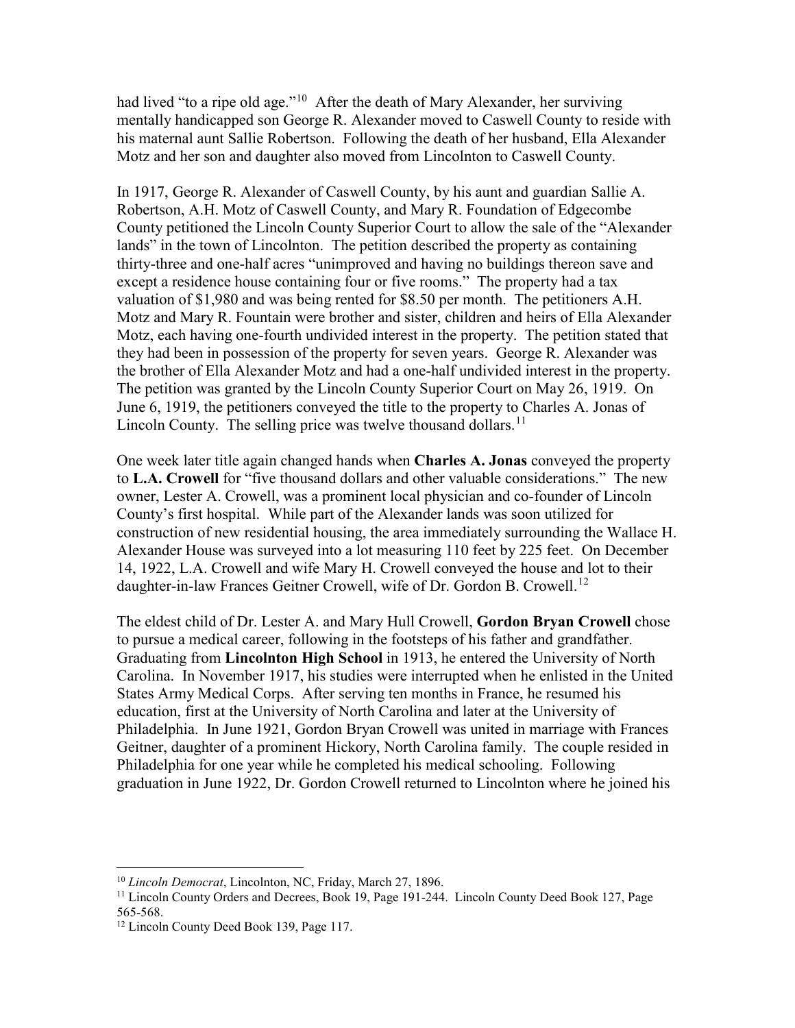had lived "to a ripe old age."[10] After the death of Mary Alexander, her surviving mentally handicapped son George R. Alexander moved to Caswell County to reside with his maternal aunt Sallie Robertson. Following the death of her husband, Ella Alexander Motz and her son and daughter also moved from Lincolnton to Caswell County.

In 1917, George R. Alexander of Caswell County, by his aunt and guardian Sallie A. Robertson, A.H. Motz of Caswell County, and Mary R. Foundation of Edgecombe County petitioned the Lincoln County Superior Court to allow the sale of the "Alexander lands" in the town of Lincolnton. The petition described the property as containing thirty-three and one-half acres "unimproved and having no buildings thereon save and except a residence house containing four or five rooms." The property had a tax valuation of $1,980 and was being rented for $8.50 per month. The petitioners A.H. Motz and Mary R. Fountain were brother and sister, children and heirs of Ella Alexander Motz, each having one-fourth undivided interest in the property. The petition stated that they had been in possession of the property for seven years. George R. Alexander was the brother of Ella Alexander Motz and had a one-half undivided interest in the property. The petition was granted by the Lincoln County Superior Court on May 26, 1919. On June 6, 1919, the petitioners conveyed the title to the property to Charles A. Jonas of Lincoln County. The selling price was twelve thousand dollars.[11]

One week later title again changed hands when **Charles A. Jonas** conveyed the property to **L.A. Crowell** for "five thousand dollars and other valuable considerations." The new owner, Lester A. Crowell, was a prominent local physician and co-founder of Lincoln County's first hospital. While part of the Alexander lands was soon utilized for construction of new residential housing, the area immediately surrounding the Wallace H. Alexander House was surveyed into a lot measuring 110 feet by 225 feet. On December 14, 1922, L.A. Crowell and wife Mary H. Crowell conveyed the house and lot to their daughter-in-law Frances Geitner Crowell, wife of Dr. Gordon B. Crowell.[12]

The eldest child of Dr. Lester A. and Mary Hull Crowell, **Gordon Bryan Crowell** chose to pursue a medical career, following in the footsteps of his father and grandfather. Graduating from **Lincolnton High School** in 1913, he entered the University of North Carolina. In November 1917, his studies were interrupted when he enlisted in the United States Army Medical Corps. After serving ten months in France, he resumed his education, first at the University of North Carolina and later at the University of Philadelphia. In June 1921, Gordon Bryan Crowell was united in marriage with Frances Geitner, daughter of a prominent Hickory, North Carolina family. The couple resided in Philadelphia for one year while he completed his medical schooling. Following graduation in June 1922, Dr. Gordon Crowell returned to Lincolnton where he joined his

---

[10] *Lincoln Democrat*, Lincolnton, NC, Friday, March 27, 1896.

[11] Lincoln County Orders and Decrees, Book 19, Page 191-244. Lincoln County Deed Book 127, Page 565-568.

[12] Lincoln County Deed Book 139, Page 117.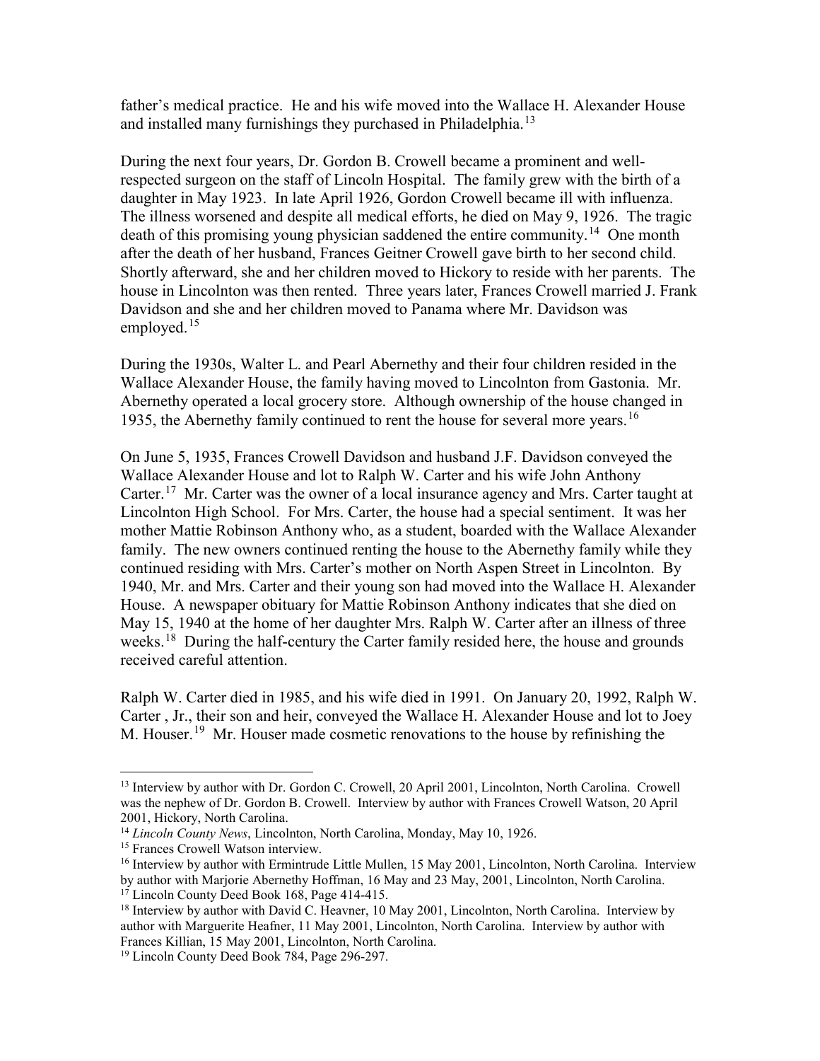father's medical practice. He and his wife moved into the Wallace H. Alexander House and installed many furnishings they purchased in Philadelphia.[13]

During the next four years, Dr. Gordon B. Crowell became a prominent and well-respected surgeon on the staff of Lincoln Hospital. The family grew with the birth of a daughter in May 1923. In late April 1926, Gordon Crowell became ill with influenza. The illness worsened and despite all medical efforts, he died on May 9, 1926. The tragic death of this promising young physician saddened the entire community.[14] One month after the death of her husband, Frances Geitner Crowell gave birth to her second child. Shortly afterward, she and her children moved to Hickory to reside with her parents. The house in Lincolnton was then rented. Three years later, Frances Crowell married J. Frank Davidson and she and her children moved to Panama where Mr. Davidson was employed.[15]

During the 1930s, Walter L. and Pearl Abernethy and their four children resided in the Wallace Alexander House, the family having moved to Lincolnton from Gastonia. Mr. Abernethy operated a local grocery store. Although ownership of the house changed in 1935, the Abernethy family continued to rent the house for several more years.[16]

On June 5, 1935, Frances Crowell Davidson and husband J.F. Davidson conveyed the Wallace Alexander House and lot to Ralph W. Carter and his wife John Anthony Carter.[17] Mr. Carter was the owner of a local insurance agency and Mrs. Carter taught at Lincolnton High School. For Mrs. Carter, the house had a special sentiment. It was her mother Mattie Robinson Anthony who, as a student, boarded with the Wallace Alexander family. The new owners continued renting the house to the Abernethy family while they continued residing with Mrs. Carter's mother on North Aspen Street in Lincolnton. By 1940, Mr. and Mrs. Carter and their young son had moved into the Wallace H. Alexander House. A newspaper obituary for Mattie Robinson Anthony indicates that she died on May 15, 1940 at the home of her daughter Mrs. Ralph W. Carter after an illness of three weeks.[18] During the half-century the Carter family resided here, the house and grounds received careful attention.

Ralph W. Carter died in 1985, and his wife died in 1991. On January 20, 1992, Ralph W. Carter , Jr., their son and heir, conveyed the Wallace H. Alexander House and lot to Joey M. Houser.[19] Mr. Houser made cosmetic renovations to the house by refinishing the

---

[13] Interview by author with Dr. Gordon C. Crowell, 20 April 2001, Lincolnton, North Carolina. Crowell was the nephew of Dr. Gordon B. Crowell. Interview by author with Frances Crowell Watson, 20 April 2001, Hickory, North Carolina.

[14] *Lincoln County News*, Lincolnton, North Carolina, Monday, May 10, 1926.

[15] Frances Crowell Watson interview.

[16] Interview by author with Ermintrude Little Mullen, 15 May 2001, Lincolnton, North Carolina. Interview by author with Marjorie Abernethy Hoffman, 16 May and 23 May, 2001, Lincolnton, North Carolina.

[17] Lincoln County Deed Book 168, Page 414-415.

[18] Interview by author with David C. Heavner, 10 May 2001, Lincolnton, North Carolina. Interview by author with Marguerite Heafner, 11 May 2001, Lincolnton, North Carolina. Interview by author with Frances Killian, 15 May 2001, Lincolnton, North Carolina.

[19] Lincoln County Deed Book 784, Page 296-297.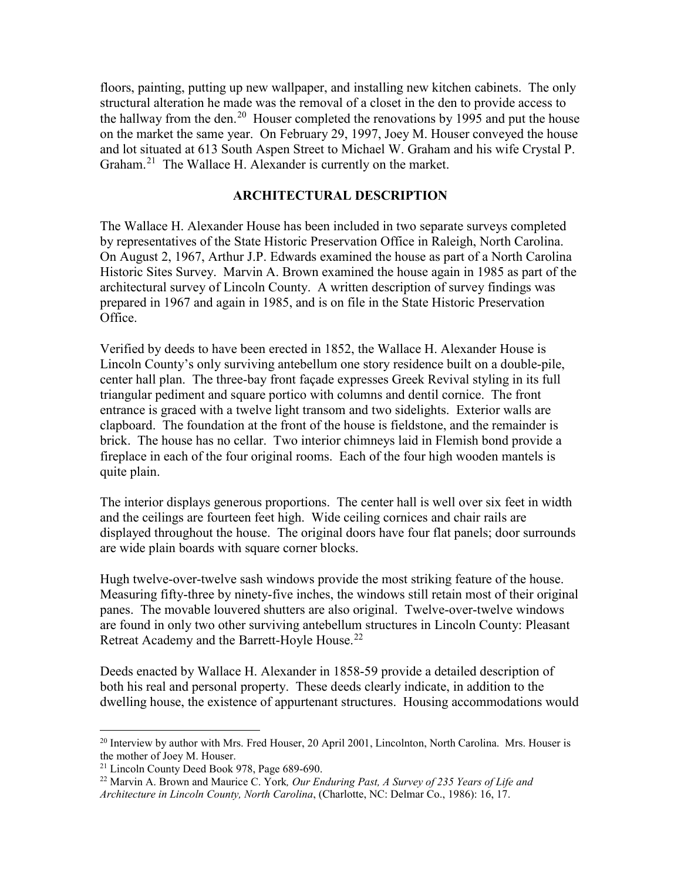floors, painting, putting up new wallpaper, and installing new kitchen cabinets. The only structural alteration he made was the removal of a closet in the den to provide access to the hallway from the den.[20] Houser completed the renovations by 1995 and put the house on the market the same year. On February 29, 1997, Joey M. Houser conveyed the house and lot situated at 613 South Aspen Street to Michael W. Graham and his wife Crystal P. Graham.[21] The Wallace H. Alexander is currently on the market.

## ARCHITECTURAL DESCRIPTION

The Wallace H. Alexander House has been included in two separate surveys completed by representatives of the State Historic Preservation Office in Raleigh, North Carolina. On August 2, 1967, Arthur J.P. Edwards examined the house as part of a North Carolina Historic Sites Survey. Marvin A. Brown examined the house again in 1985 as part of the architectural survey of Lincoln County. A written description of survey findings was prepared in 1967 and again in 1985, and is on file in the State Historic Preservation Office.

Verified by deeds to have been erected in 1852, the Wallace H. Alexander House is Lincoln County's only surviving antebellum one story residence built on a double-pile, center hall plan. The three-bay front façade expresses Greek Revival styling in its full triangular pediment and square portico with columns and dentil cornice. The front entrance is graced with a twelve light transom and two sidelights. Exterior walls are clapboard. The foundation at the front of the house is fieldstone, and the remainder is brick. The house has no cellar. Two interior chimneys laid in Flemish bond provide a fireplace in each of the four original rooms. Each of the four high wooden mantels is quite plain.

The interior displays generous proportions. The center hall is well over six feet in width and the ceilings are fourteen feet high. Wide ceiling cornices and chair rails are displayed throughout the house. The original doors have four flat panels; door surrounds are wide plain boards with square corner blocks.

Hugh twelve-over-twelve sash windows provide the most striking feature of the house. Measuring fifty-three by ninety-five inches, the windows still retain most of their original panes. The movable louvered shutters are also original. Twelve-over-twelve windows are found in only two other surviving antebellum structures in Lincoln County: Pleasant Retreat Academy and the Barrett-Hoyle House.[22]

Deeds enacted by Wallace H. Alexander in 1858-59 provide a detailed description of both his real and personal property. These deeds clearly indicate, in addition to the dwelling house, the existence of appurtenant structures. Housing accommodations would

---

[20] Interview by author with Mrs. Fred Houser, 20 April 2001, Lincolnton, North Carolina. Mrs. Houser is the mother of Joey M. Houser.

[21] Lincoln County Deed Book 978, Page 689-690.

[22] Marvin A. Brown and Maurice C. York*, Our Enduring Past, A Survey of 235 Years of Life and Architecture in Lincoln County, North Carolina*, (Charlotte, NC: Delmar Co., 1986): 16, 17.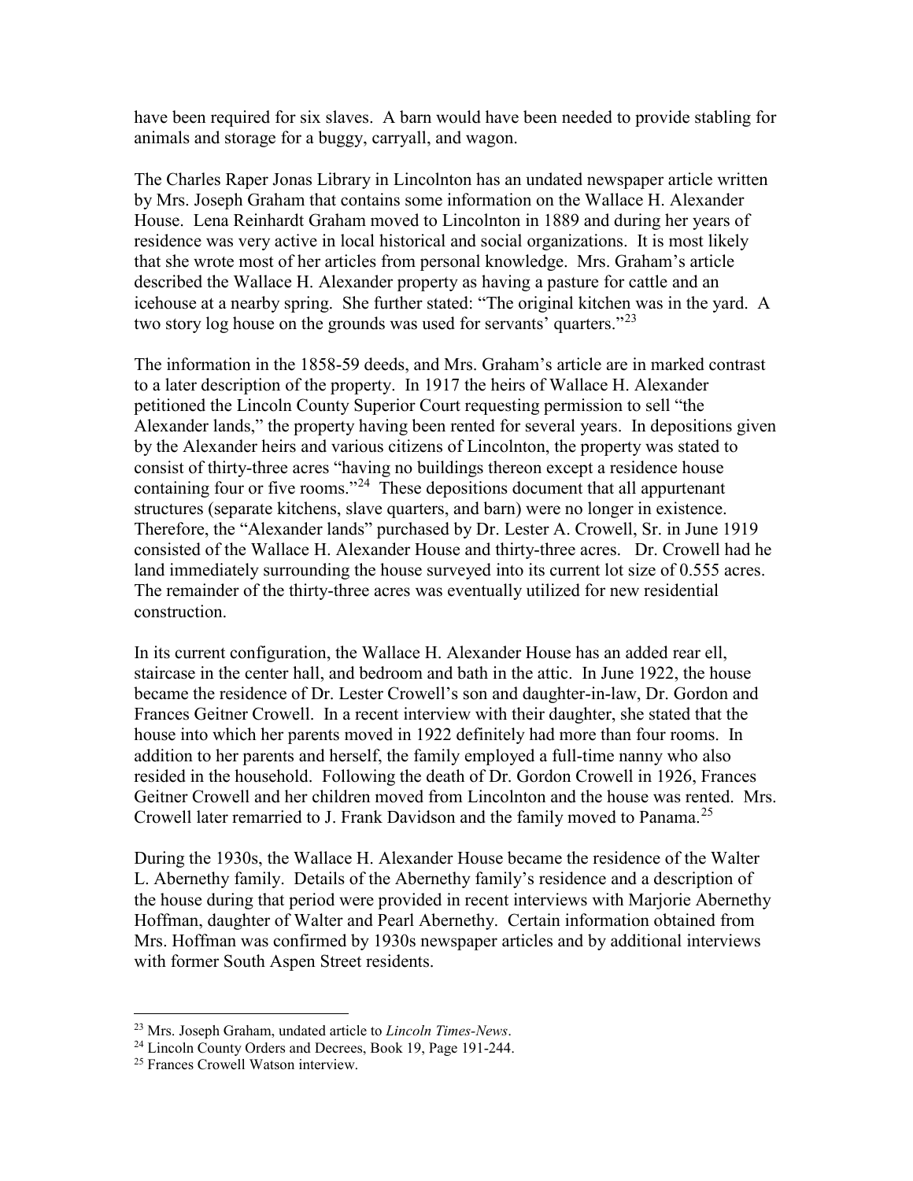have been required for six slaves. A barn would have been needed to provide stabling for animals and storage for a buggy, carryall, and wagon.

The Charles Raper Jonas Library in Lincolnton has an undated newspaper article written by Mrs. Joseph Graham that contains some information on the Wallace H. Alexander House. Lena Reinhardt Graham moved to Lincolnton in 1889 and during her years of residence was very active in local historical and social organizations. It is most likely that she wrote most of her articles from personal knowledge. Mrs. Graham's article described the Wallace H. Alexander property as having a pasture for cattle and an icehouse at a nearby spring. She further stated: "The original kitchen was in the yard. A two story log house on the grounds was used for servants' quarters."[23]

The information in the 1858-59 deeds, and Mrs. Graham's article are in marked contrast to a later description of the property. In 1917 the heirs of Wallace H. Alexander petitioned the Lincoln County Superior Court requesting permission to sell "the Alexander lands," the property having been rented for several years. In depositions given by the Alexander heirs and various citizens of Lincolnton, the property was stated to consist of thirty-three acres "having no buildings thereon except a residence house containing four or five rooms."[24] These depositions document that all appurtenant structures (separate kitchens, slave quarters, and barn) were no longer in existence. Therefore, the "Alexander lands" purchased by Dr. Lester A. Crowell, Sr. in June 1919 consisted of the Wallace H. Alexander House and thirty-three acres. Dr. Crowell had he land immediately surrounding the house surveyed into its current lot size of 0.555 acres. The remainder of the thirty-three acres was eventually utilized for new residential construction.

In its current configuration, the Wallace H. Alexander House has an added rear ell, staircase in the center hall, and bedroom and bath in the attic. In June 1922, the house became the residence of Dr. Lester Crowell's son and daughter-in-law, Dr. Gordon and Frances Geitner Crowell. In a recent interview with their daughter, she stated that the house into which her parents moved in 1922 definitely had more than four rooms. In addition to her parents and herself, the family employed a full-time nanny who also resided in the household. Following the death of Dr. Gordon Crowell in 1926, Frances Geitner Crowell and her children moved from Lincolnton and the house was rented. Mrs. Crowell later remarried to J. Frank Davidson and the family moved to Panama.[25]

During the 1930s, the Wallace H. Alexander House became the residence of the Walter L. Abernethy family. Details of the Abernethy family's residence and a description of the house during that period were provided in recent interviews with Marjorie Abernethy Hoffman, daughter of Walter and Pearl Abernethy. Certain information obtained from Mrs. Hoffman was confirmed by 1930s newspaper articles and by additional interviews with former South Aspen Street residents.

---

[23] Mrs. Joseph Graham, undated article to *Lincoln Times-News*.

[24] Lincoln County Orders and Decrees, Book 19, Page 191-244.

[25] Frances Crowell Watson interview.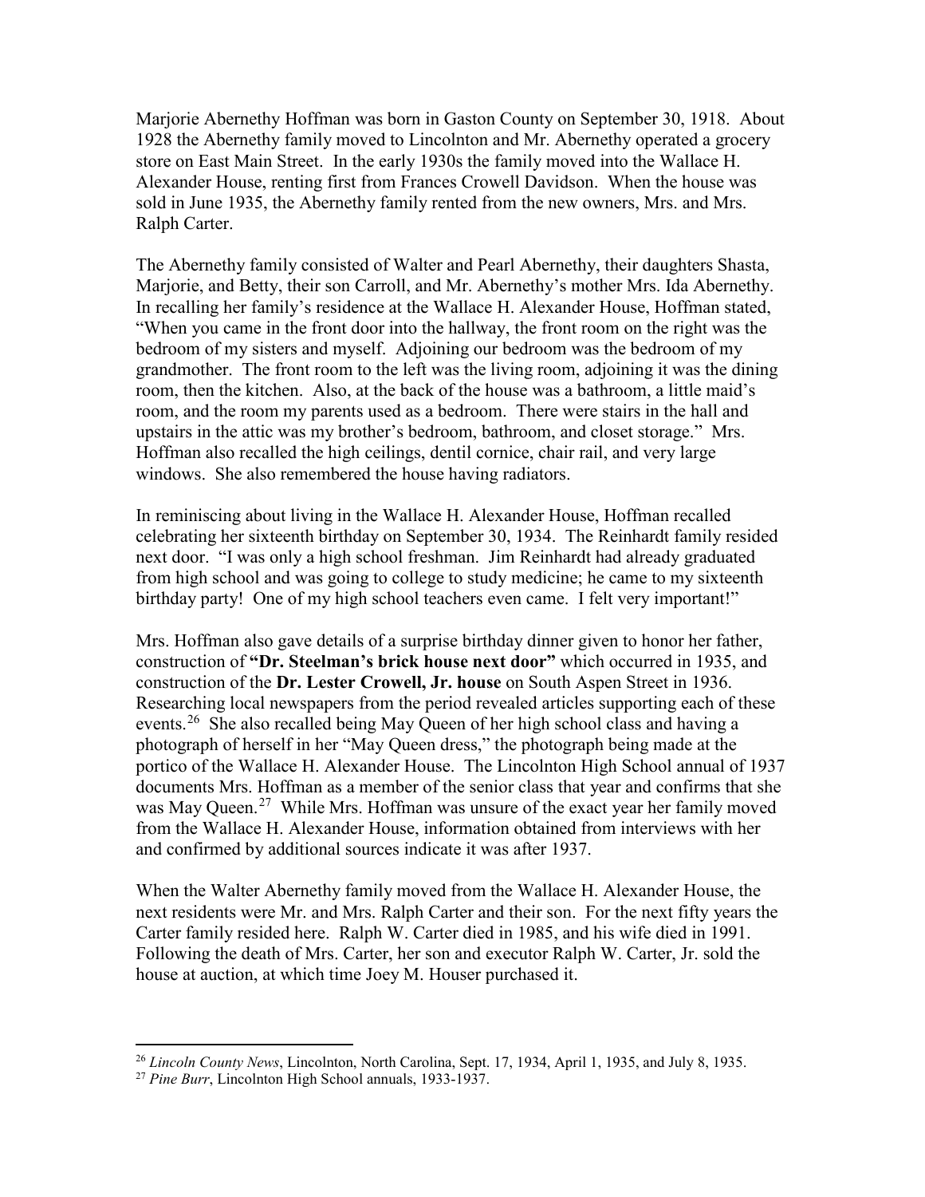Marjorie Abernethy Hoffman was born in Gaston County on September 30, 1918. About 1928 the Abernethy family moved to Lincolnton and Mr. Abernethy operated a grocery store on East Main Street. In the early 1930s the family moved into the Wallace H. Alexander House, renting first from Frances Crowell Davidson. When the house was sold in June 1935, the Abernethy family rented from the new owners, Mrs. and Mrs. Ralph Carter.

The Abernethy family consisted of Walter and Pearl Abernethy, their daughters Shasta, Marjorie, and Betty, their son Carroll, and Mr. Abernethy's mother Mrs. Ida Abernethy. In recalling her family's residence at the Wallace H. Alexander House, Hoffman stated, "When you came in the front door into the hallway, the front room on the right was the bedroom of my sisters and myself. Adjoining our bedroom was the bedroom of my grandmother. The front room to the left was the living room, adjoining it was the dining room, then the kitchen. Also, at the back of the house was a bathroom, a little maid's room, and the room my parents used as a bedroom. There were stairs in the hall and upstairs in the attic was my brother's bedroom, bathroom, and closet storage." Mrs. Hoffman also recalled the high ceilings, dentil cornice, chair rail, and very large windows. She also remembered the house having radiators.

In reminiscing about living in the Wallace H. Alexander House, Hoffman recalled celebrating her sixteenth birthday on September 30, 1934. The Reinhardt family resided next door. "I was only a high school freshman. Jim Reinhardt had already graduated from high school and was going to college to study medicine; he came to my sixteenth birthday party! One of my high school teachers even came. I felt very important!"

Mrs. Hoffman also gave details of a surprise birthday dinner given to honor her father, construction of **"Dr. Steelman's brick house next door"** which occurred in 1935, and construction of the **Dr. Lester Crowell, Jr. house** on South Aspen Street in 1936. Researching local newspapers from the period revealed articles supporting each of these events.[26] She also recalled being May Queen of her high school class and having a photograph of herself in her "May Queen dress," the photograph being made at the portico of the Wallace H. Alexander House. The Lincolnton High School annual of 1937 documents Mrs. Hoffman as a member of the senior class that year and confirms that she was May Queen.[27] While Mrs. Hoffman was unsure of the exact year her family moved from the Wallace H. Alexander House, information obtained from interviews with her and confirmed by additional sources indicate it was after 1937.

When the Walter Abernethy family moved from the Wallace H. Alexander House, the next residents were Mr. and Mrs. Ralph Carter and their son. For the next fifty years the Carter family resided here. Ralph W. Carter died in 1985, and his wife died in 1991. Following the death of Mrs. Carter, her son and executor Ralph W. Carter, Jr. sold the house at auction, at which time Joey M. Houser purchased it.

---

[26] *Lincoln County News*, Lincolnton, North Carolina, Sept. 17, 1934, April 1, 1935, and July 8, 1935.

[27] *Pine Burr*, Lincolnton High School annuals, 1933-1937.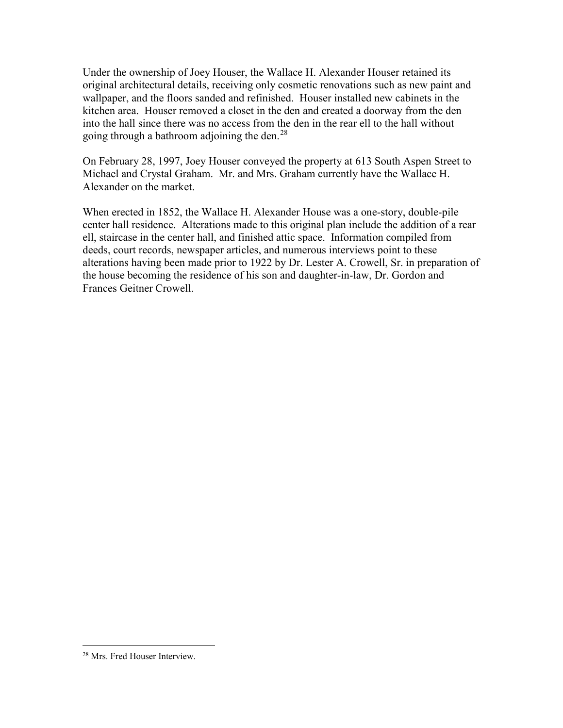Under the ownership of Joey Houser, the Wallace H. Alexander Houser retained its original architectural details, receiving only cosmetic renovations such as new paint and wallpaper, and the floors sanded and refinished. Houser installed new cabinets in the kitchen area. Houser removed a closet in the den and created a doorway from the den into the hall since there was no access from the den in the rear ell to the hall without going through a bathroom adjoining the den.[28]

On February 28, 1997, Joey Houser conveyed the property at 613 South Aspen Street to Michael and Crystal Graham. Mr. and Mrs. Graham currently have the Wallace H. Alexander on the market.

When erected in 1852, the Wallace H. Alexander House was a one-story, double-pile center hall residence. Alterations made to this original plan include the addition of a rear ell, staircase in the center hall, and finished attic space. Information compiled from deeds, court records, newspaper articles, and numerous interviews point to these alterations having been made prior to 1922 by Dr. Lester A. Crowell, Sr. in preparation of the house becoming the residence of his son and daughter-in-law, Dr. Gordon and Frances Geitner Crowell.

---

[28] Mrs. Fred Houser Interview.